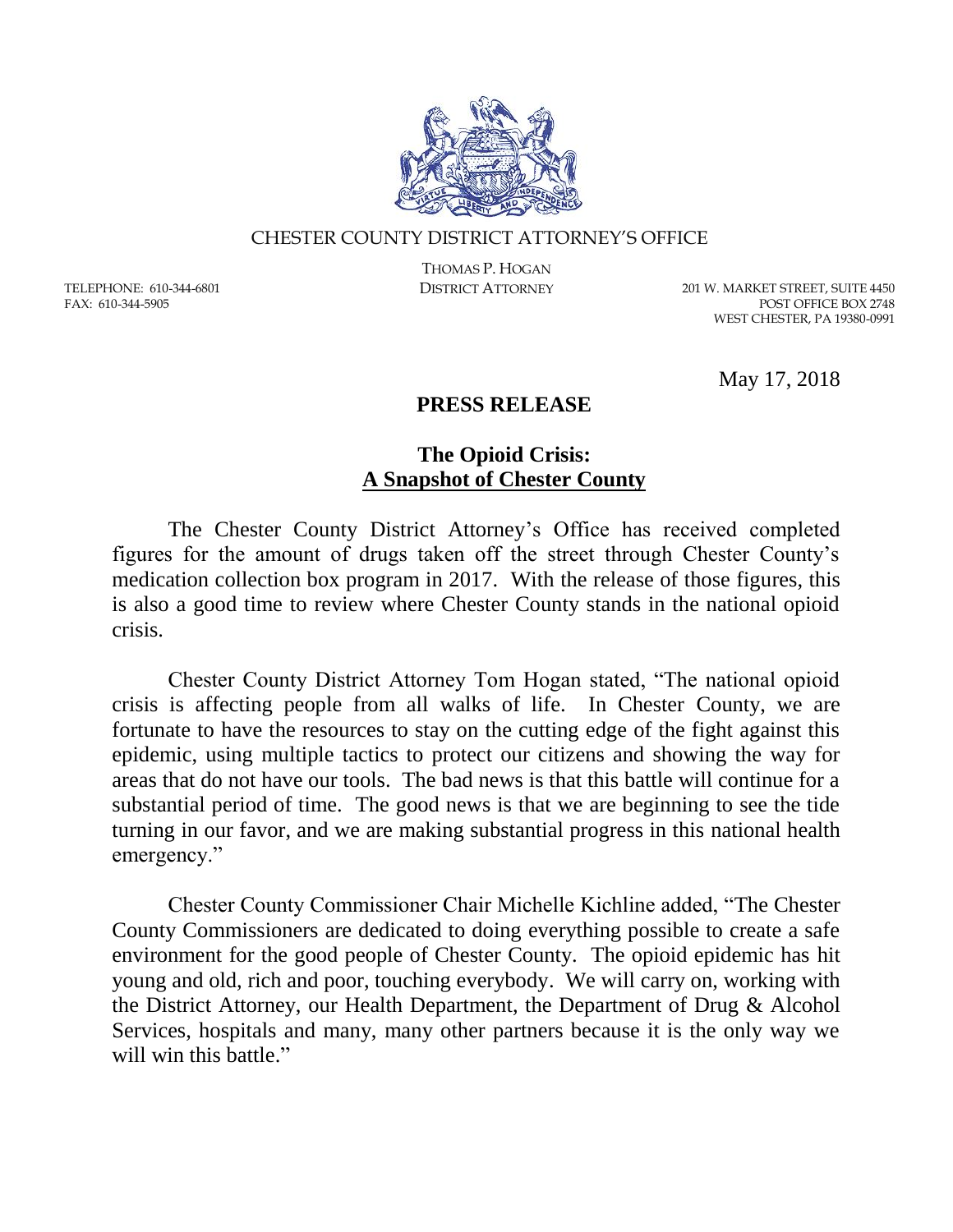CHESTER COUNTY DISTRICT ATTORNEY'S OFFICE

THOMAS P. HOGAN
DISTRICT ATTORNEY

TELEPHONE: 610-344-6801
FAX: 610-344-5905

201 W. MARKET STREET, SUITE 4450
POST OFFICE BOX 2748
WEST CHESTER, PA 19380-0991

May 17, 2018

**PRESS RELEASE**

## The Opioid Crisis: <u>A Snapshot of Chester County</u>

The Chester County District Attorney's Office has received completed figures for the amount of drugs taken off the street through Chester County's medication collection box program in 2017. With the release of those figures, this is also a good time to review where Chester County stands in the national opioid crisis.

Chester County District Attorney Tom Hogan stated, "The national opioid crisis is affecting people from all walks of life. In Chester County, we are fortunate to have the resources to stay on the cutting edge of the fight against this epidemic, using multiple tactics to protect our citizens and showing the way for areas that do not have our tools. The bad news is that this battle will continue for a substantial period of time. The good news is that we are beginning to see the tide turning in our favor, and we are making substantial progress in this national health emergency."

Chester County Commissioner Chair Michelle Kichline added, "The Chester County Commissioners are dedicated to doing everything possible to create a safe environment for the good people of Chester County. The opioid epidemic has hit young and old, rich and poor, touching everybody. We will carry on, working with the District Attorney, our Health Department, the Department of Drug & Alcohol Services, hospitals and many, many other partners because it is the only way we will win this battle."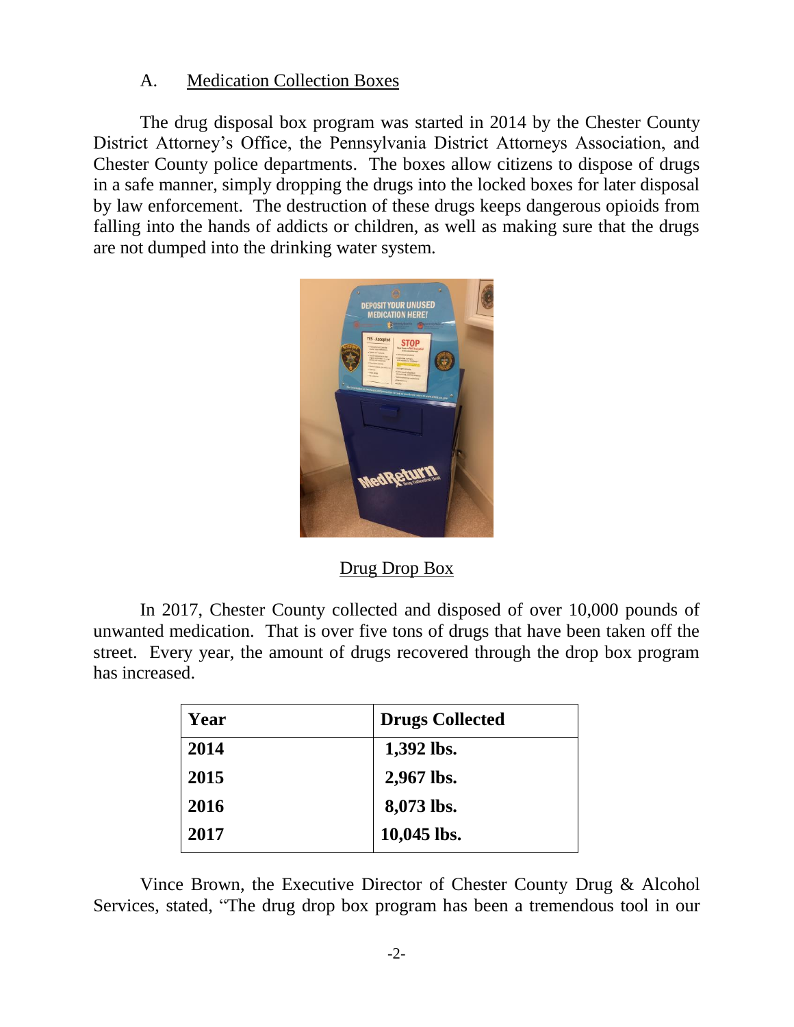### A. Medication Collection Boxes

The drug disposal box program was started in 2014 by the Chester County District Attorney's Office, the Pennsylvania District Attorneys Association, and Chester County police departments. The boxes allow citizens to dispose of drugs in a safe manner, simply dropping the drugs into the locked boxes for later disposal by law enforcement. The destruction of these drugs keeps dangerous opioids from falling into the hands of addicts or children, as well as making sure that the drugs are not dumped into the drinking water system.

Drug Drop Box

In 2017, Chester County collected and disposed of over 10,000 pounds of unwanted medication. That is over five tons of drugs that have been taken off the street. Every year, the amount of drugs recovered through the drop box program has increased.

| Year | Drugs Collected |
|---|---|
| **2014** | **1,392 lbs.** |
| **2015** | **2,967 lbs.** |
| **2016** | **8,073 lbs.** |
| **2017** | **10,045 lbs.** |

Vince Brown, the Executive Director of Chester County Drug & Alcohol Services, stated, "The drug drop box program has been a tremendous tool in our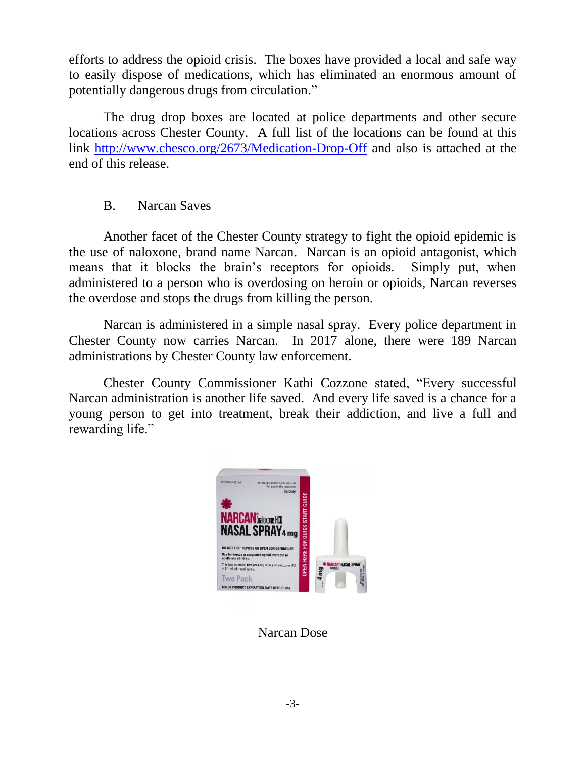efforts to address the opioid crisis. The boxes have provided a local and safe way to easily dispose of medications, which has eliminated an enormous amount of potentially dangerous drugs from circulation."

The drug drop boxes are located at police departments and other secure locations across Chester County. A full list of the locations can be found at this link http://www.chesco.org/2673/Medication-Drop-Off and also is attached at the end of this release.

B. Narcan Saves

Another facet of the Chester County strategy to fight the opioid epidemic is the use of naloxone, brand name Narcan. Narcan is an opioid antagonist, which means that it blocks the brain's receptors for opioids. Simply put, when administered to a person who is overdosing on heroin or opioids, Narcan reverses the overdose and stops the drugs from killing the person.

Narcan is administered in a simple nasal spray. Every police department in Chester County now carries Narcan. In 2017 alone, there were 189 Narcan administrations by Chester County law enforcement.

Chester County Commissioner Kathi Cozzone stated, "Every successful Narcan administration is another life saved. And every life saved is a chance for a young person to get into treatment, break their addiction, and live a full and rewarding life."

Narcan Dose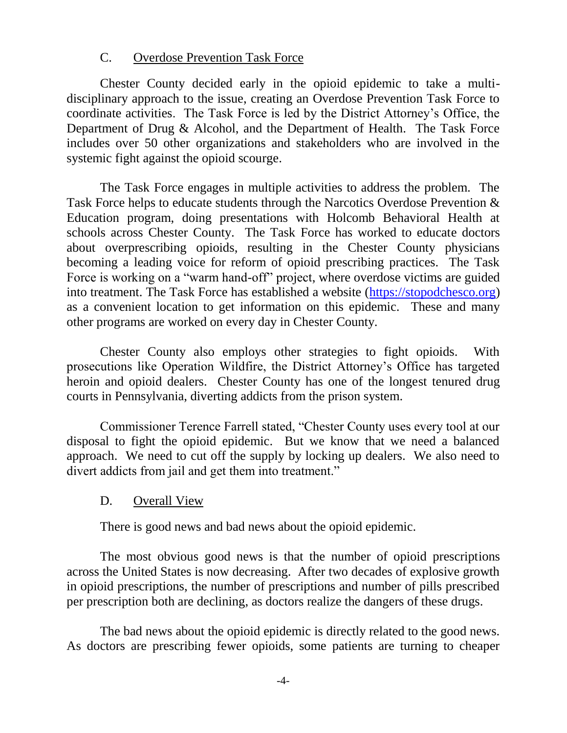### C. <u>Overdose Prevention Task Force</u>

Chester County decided early in the opioid epidemic to take a multi-disciplinary approach to the issue, creating an Overdose Prevention Task Force to coordinate activities. The Task Force is led by the District Attorney's Office, the Department of Drug & Alcohol, and the Department of Health. The Task Force includes over 50 other organizations and stakeholders who are involved in the systemic fight against the opioid scourge.

The Task Force engages in multiple activities to address the problem. The Task Force helps to educate students through the Narcotics Overdose Prevention & Education program, doing presentations with Holcomb Behavioral Health at schools across Chester County. The Task Force has worked to educate doctors about overprescribing opioids, resulting in the Chester County physicians becoming a leading voice for reform of opioid prescribing practices. The Task Force is working on a "warm hand-off" project, where overdose victims are guided into treatment. The Task Force has established a website ([https://stopodchesco.org](https://stopodchesco.org)) as a convenient location to get information on this epidemic. These and many other programs are worked on every day in Chester County.

Chester County also employs other strategies to fight opioids. With prosecutions like Operation Wildfire, the District Attorney's Office has targeted heroin and opioid dealers. Chester County has one of the longest tenured drug courts in Pennsylvania, diverting addicts from the prison system.

Commissioner Terence Farrell stated, "Chester County uses every tool at our disposal to fight the opioid epidemic. But we know that we need a balanced approach. We need to cut off the supply by locking up dealers. We also need to divert addicts from jail and get them into treatment."

### D. <u>Overall View</u>

There is good news and bad news about the opioid epidemic.

The most obvious good news is that the number of opioid prescriptions across the United States is now decreasing. After two decades of explosive growth in opioid prescriptions, the number of prescriptions and number of pills prescribed per prescription both are declining, as doctors realize the dangers of these drugs.

The bad news about the opioid epidemic is directly related to the good news. As doctors are prescribing fewer opioids, some patients are turning to cheaper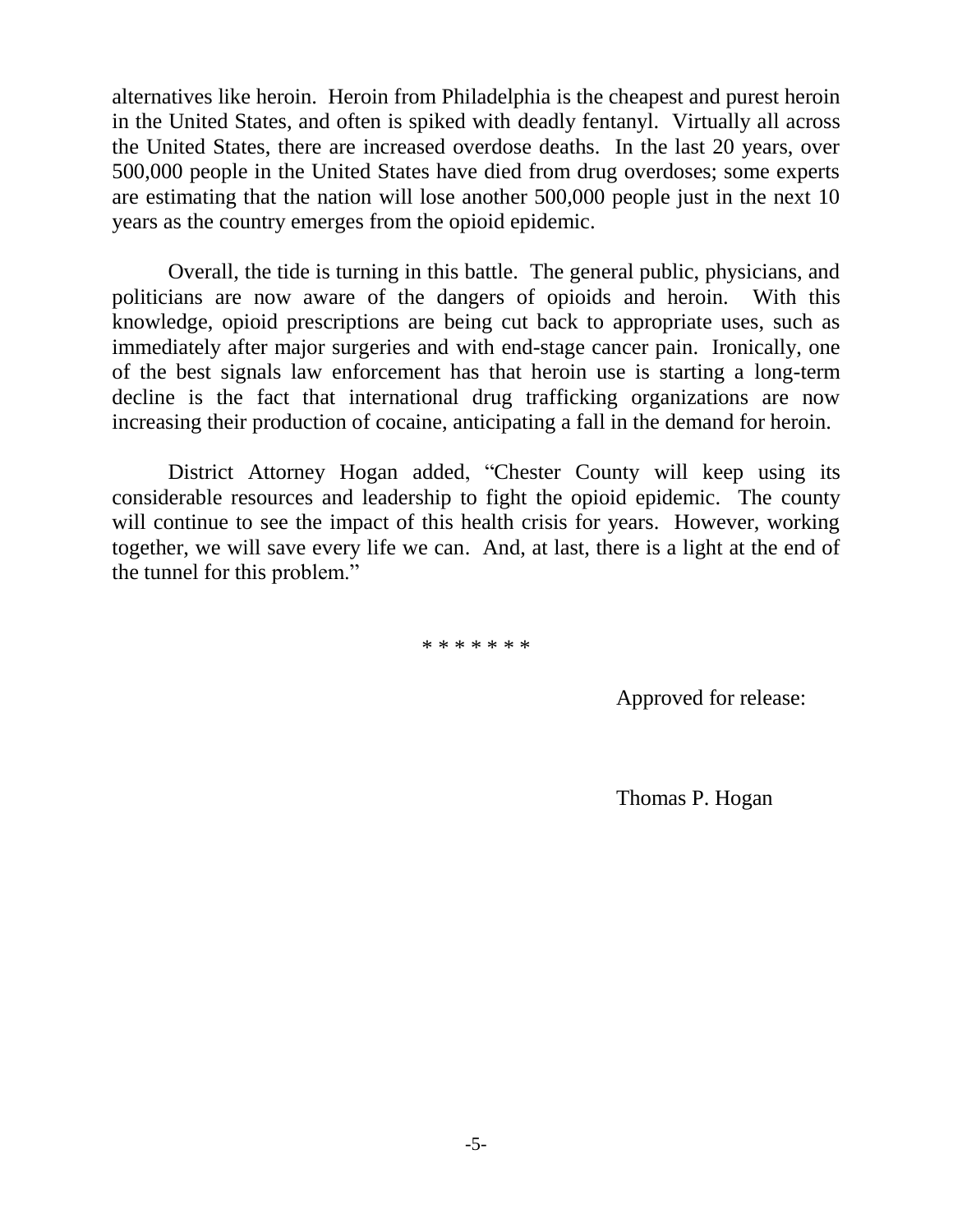alternatives like heroin. Heroin from Philadelphia is the cheapest and purest heroin in the United States, and often is spiked with deadly fentanyl. Virtually all across the United States, there are increased overdose deaths. In the last 20 years, over 500,000 people in the United States have died from drug overdoses; some experts are estimating that the nation will lose another 500,000 people just in the next 10 years as the country emerges from the opioid epidemic.

Overall, the tide is turning in this battle. The general public, physicians, and politicians are now aware of the dangers of opioids and heroin. With this knowledge, opioid prescriptions are being cut back to appropriate uses, such as immediately after major surgeries and with end-stage cancer pain. Ironically, one of the best signals law enforcement has that heroin use is starting a long-term decline is the fact that international drug trafficking organizations are now increasing their production of cocaine, anticipating a fall in the demand for heroin.

District Attorney Hogan added, "Chester County will keep using its considerable resources and leadership to fight the opioid epidemic. The county will continue to see the impact of this health crisis for years. However, working together, we will save every life we can. And, at last, there is a light at the end of the tunnel for this problem."

* * * * * * *

Approved for release:

Thomas P. Hogan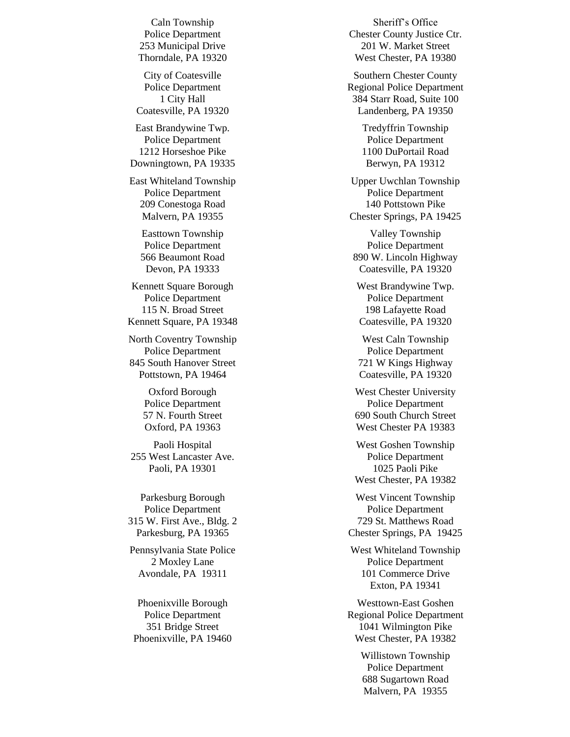Caln Township
Police Department
253 Municipal Drive
Thorndale, PA 19320

City of Coatesville
Police Department
1 City Hall
Coatesville, PA 19320

East Brandywine Twp.
Police Department
1212 Horseshoe Pike
Downingtown, PA 19335

East Whiteland Township
Police Department
209 Conestoga Road
Malvern, PA 19355

Easttown Township
Police Department
566 Beaumont Road
Devon, PA 19333

Kennett Square Borough
Police Department
115 N. Broad Street
Kennett Square, PA 19348

North Coventry Township
Police Department
845 South Hanover Street
Pottstown, PA 19464

Oxford Borough
Police Department
57 N. Fourth Street
Oxford, PA 19363

Paoli Hospital
255 West Lancaster Ave.
Paoli, PA 19301

Parkesburg Borough
Police Department
315 W. First Ave., Bldg. 2
Parkesburg, PA 19365

Pennsylvania State Police
2 Moxley Lane
Avondale, PA 19311

Phoenixville Borough
Police Department
351 Bridge Street
Phoenixville, PA 19460

Sheriff's Office
Chester County Justice Ctr.
201 W. Market Street
West Chester, PA 19380

Southern Chester County
Regional Police Department
384 Starr Road, Suite 100
Landenberg, PA 19350

Tredyffrin Township
Police Department
1100 DuPortail Road
Berwyn, PA 19312

Upper Uwchlan Township
Police Department
140 Pottstown Pike
Chester Springs, PA 19425

Valley Township
Police Department
890 W. Lincoln Highway
Coatesville, PA 19320

West Brandywine Twp.
Police Department
198 Lafayette Road
Coatesville, PA 19320

West Caln Township
Police Department
721 W Kings Highway
Coatesville, PA 19320

West Chester University
Police Department
690 South Church Street
West Chester PA 19383

West Goshen Township
Police Department
1025 Paoli Pike
West Chester, PA 19382

West Vincent Township
Police Department
729 St. Matthews Road
Chester Springs, PA 19425

West Whiteland Township
Police Department
101 Commerce Drive
Exton, PA 19341

Westtown-East Goshen
Regional Police Department
1041 Wilmington Pike
West Chester, PA 19382

Willistown Township
Police Department
688 Sugartown Road
Malvern, PA 19355